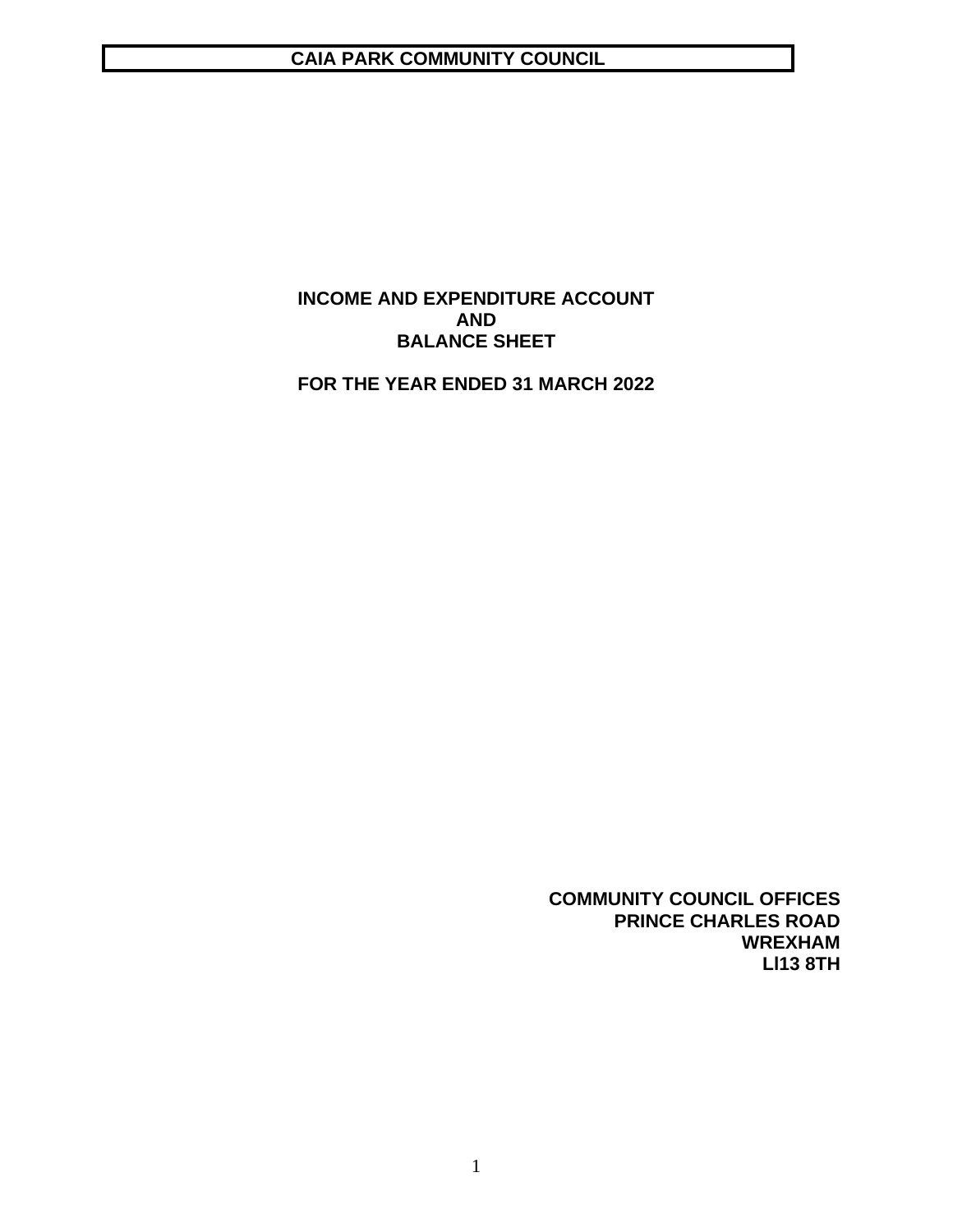# CAIA PARK COMMUNITY COUNCIL

## INCOME AND EXPENDITURE ACCOUNT
## AND
## BALANCE SHEET

## FOR THE YEAR ENDED 31 MARCH 2022

**COMMUNITY COUNCIL OFFICES**
**PRINCE CHARLES ROAD**
**WREXHAM**
**Ll13 8TH**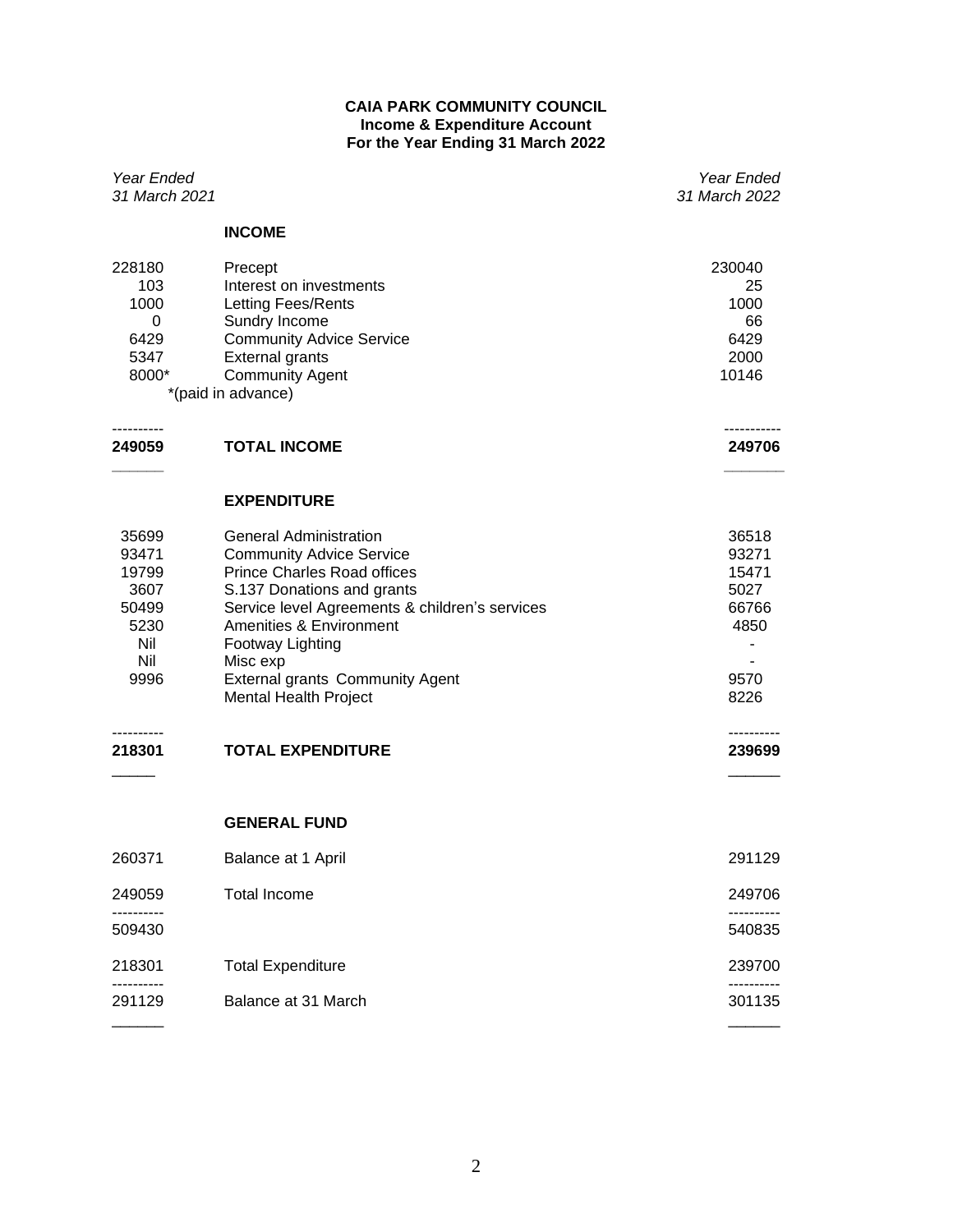**CAIA PARK COMMUNITY COUNCIL**
**Income & Expenditure Account**
**For the Year Ending 31 March 2022**

| *Year Ended 31 March 2021* | | *Year Ended 31 March 2022* |
|---|---|---|
| | **INCOME** | |
| 228180 | Precept | 230040 |
| 103 | Interest on investments | 25 |
| 1000 | Letting Fees/Rents | 1000 |
| 0 | Sundry Income | 66 |
| 6429 | Community Advice Service | 6429 |
| 5347 | External grants | 2000 |
| 8000* | Community Agent | 10146 |
| | *(paid in advance) | |
| **249059** | **TOTAL INCOME** | **249706** |
| | **EXPENDITURE** | |
| 35699 | General Administration | 36518 |
| 93471 | Community Advice Service | 93271 |
| 19799 | Prince Charles Road offices | 15471 |
| 3607 | S.137 Donations and grants | 5027 |
| 50499 | Service level Agreements & children's services | 66766 |
| 5230 | Amenities & Environment | 4850 |
| Nil | Footway Lighting | - |
| Nil | Misc exp | - |
| 9996 | External grants Community Agent | 9570 |
| | Mental Health Project | 8226 |
| **218301** | **TOTAL EXPENDITURE** | **239699** |
| | **GENERAL FUND** | |
| 260371 | Balance at 1 April | 291129 |
| 249059 | Total Income | 249706 |
| 509430 | | 540835 |
| 218301 | Total Expenditure | 239700 |
| 291129 | Balance at 31 March | 301135 |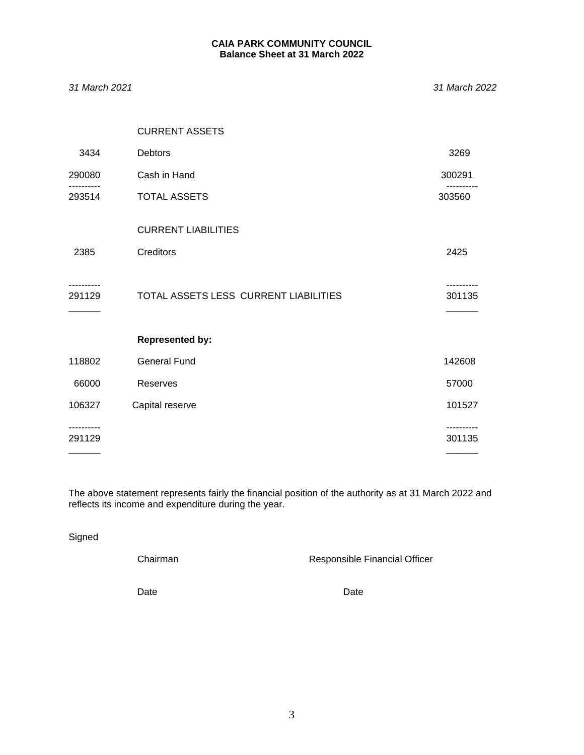**CAIA PARK COMMUNITY COUNCIL**
**Balance Sheet at 31 March 2022**

| *31 March 2021* | | *31 March 2022* |
|---|---|---|
| | CURRENT ASSETS | |
| 3434 | Debtors | 3269 |
| 290080 | Cash in Hand | 300291 |
| 293514 | TOTAL ASSETS | 303560 |
| | CURRENT LIABILITIES | |
| 2385 | Creditors | 2425 |
| 291129 | TOTAL ASSETS LESS CURRENT LIABILITIES | 301135 |
| | **Represented by:** | |
| 118802 | General Fund | 142608 |
| 66000 | Reserves | 57000 |
| 106327 | Capital reserve | 101527 |
| 291129 | | 301135 |

The above statement represents fairly the financial position of the authority as at 31 March 2022 and reflects its income and expenditure during the year.

Signed

Chairman

Date

Responsible Financial Officer

Date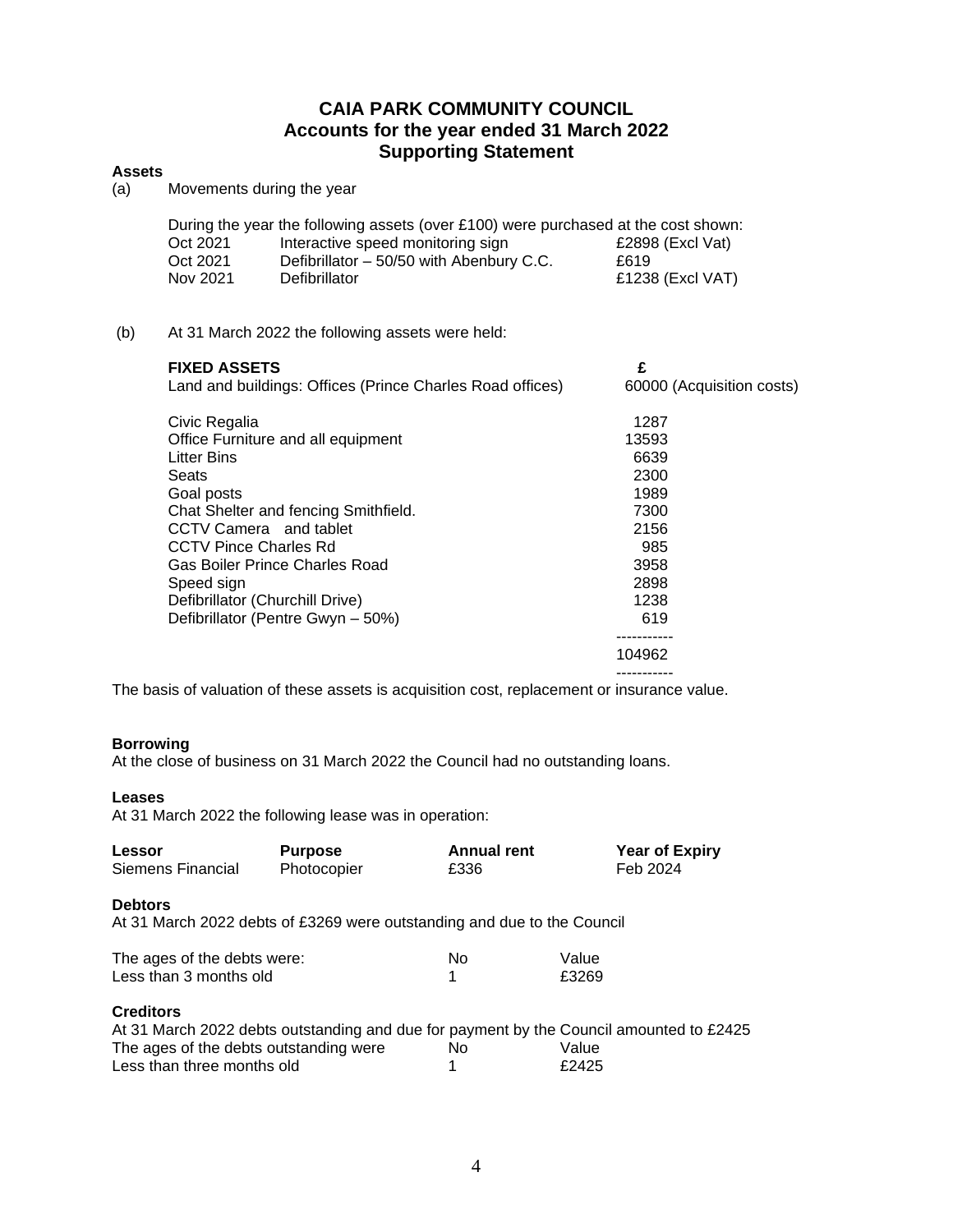# CAIA PARK COMMUNITY COUNCIL
## Accounts for the year ended 31 March 2022
## Supporting Statement

**Assets**

(a) Movements during the year

During the year the following assets (over £100) were purchased at the cost shown:

| | | |
|---|---|---|
| Oct 2021 | Interactive speed monitoring sign | £2898 (Excl Vat) |
| Oct 2021 | Defibrillator – 50/50 with Abenbury C.C. | £619 |
| Nov 2021 | Defibrillator | £1238 (Excl VAT) |

(b) At 31 March 2022 the following assets were held:

| **FIXED ASSETS** | **£** |
|---|---|
| Land and buildings: Offices (Prince Charles Road offices) | 60000 (Acquisition costs) |
| Civic Regalia | 1287 |
| Office Furniture and all equipment | 13593 |
| Litter Bins | 6639 |
| Seats | 2300 |
| Goal posts | 1989 |
| Chat Shelter and fencing Smithfield. | 7300 |
| CCTV Camera and tablet | 2156 |
| CCTV Pince Charles Rd | 985 |
| Gas Boiler Prince Charles Road | 3958 |
| Speed sign | 2898 |
| Defibrillator (Churchill Drive) | 1238 |
| Defibrillator (Pentre Gwyn – 50%) | 619 |
| | 104962 |

The basis of valuation of these assets is acquisition cost, replacement or insurance value.

**Borrowing**

At the close of business on 31 March 2022 the Council had no outstanding loans.

**Leases**

At 31 March 2022 the following lease was in operation:

| **Lessor** | **Purpose** | **Annual rent** | **Year of Expiry** |
|---|---|---|---|
| Siemens Financial | Photocopier | £336 | Feb 2024 |

**Debtors**

At 31 March 2022 debts of £3269 were outstanding and due to the Council

| The ages of the debts were: | No | Value |
|---|---|---|
| Less than 3 months old | 1 | £3269 |

**Creditors**

At 31 March 2022 debts outstanding and due for payment by the Council amounted to £2425

| The ages of the debts outstanding were | No | Value |
|---|---|---|
| Less than three months old | 1 | £2425 |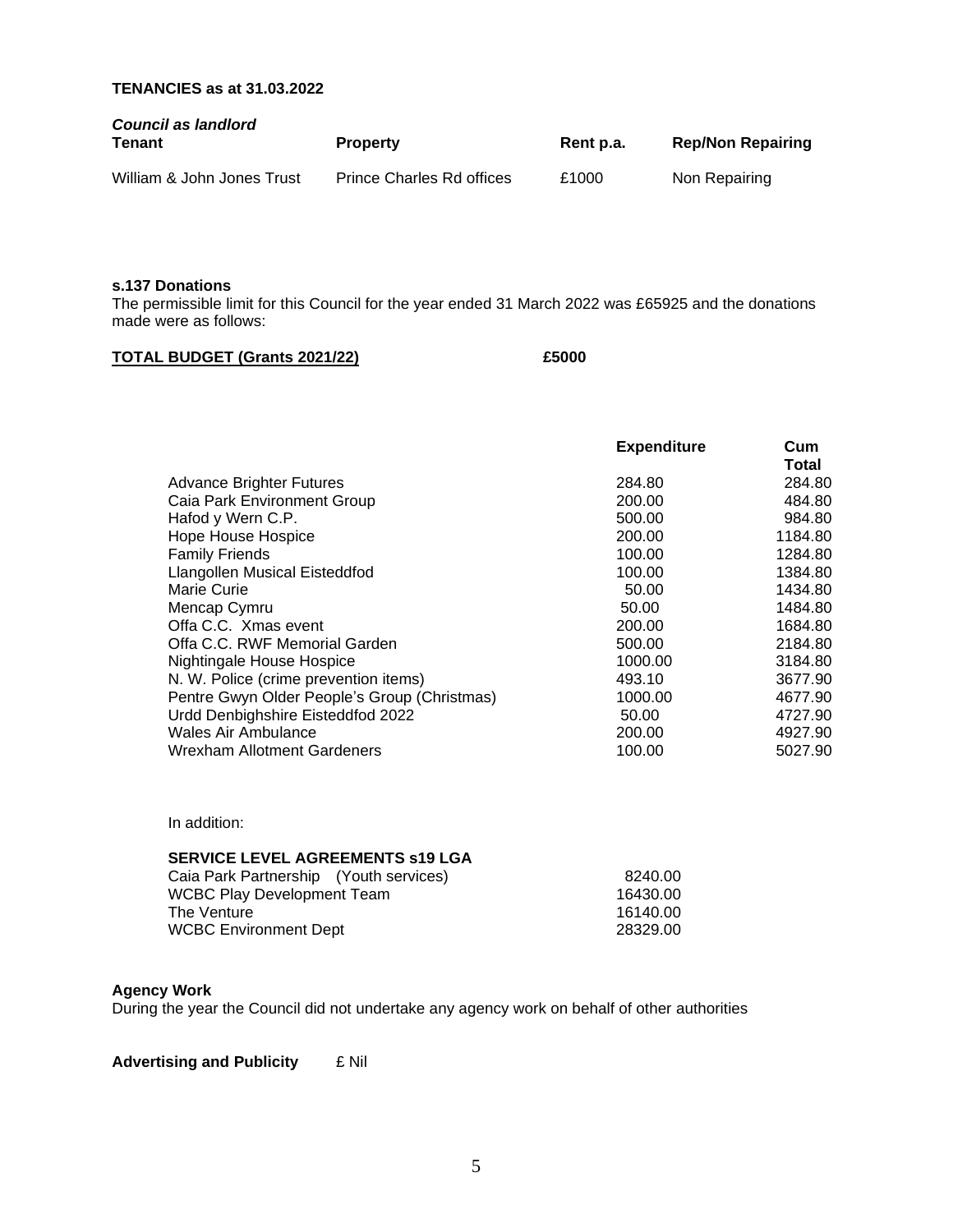**TENANCIES as at 31.03.2022**

***Council as landlord***

| Tenant | Property | Rent p.a. | Rep/Non Repairing |
|---|---|---|---|
| William & John Jones Trust | Prince Charles Rd offices | £1000 | Non Repairing |

**s.137 Donations**

The permissible limit for this Council for the year ended 31 March 2022 was £65925 and the donations made were as follows:

**TOTAL BUDGET (Grants 2021/22)** **£5000**

| | Expenditure | Cum Total |
|---|---|---|
| Advance Brighter Futures | 284.80 | 284.80 |
| Caia Park Environment Group | 200.00 | 484.80 |
| Hafod y Wern C.P. | 500.00 | 984.80 |
| Hope House Hospice | 200.00 | 1184.80 |
| Family Friends | 100.00 | 1284.80 |
| Llangollen Musical Eisteddfod | 100.00 | 1384.80 |
| Marie Curie | 50.00 | 1434.80 |
| Mencap Cymru | 50.00 | 1484.80 |
| Offa C.C. Xmas event | 200.00 | 1684.80 |
| Offa C.C. RWF Memorial Garden | 500.00 | 2184.80 |
| Nightingale House Hospice | 1000.00 | 3184.80 |
| N. W. Police (crime prevention items) | 493.10 | 3677.90 |
| Pentre Gwyn Older People's Group (Christmas) | 1000.00 | 4677.90 |
| Urdd Denbighshire Eisteddfod 2022 | 50.00 | 4727.90 |
| Wales Air Ambulance | 200.00 | 4927.90 |
| Wrexham Allotment Gardeners | 100.00 | 5027.90 |

In addition:

**SERVICE LEVEL AGREEMENTS s19 LGA**

| | |
|---|---|
| Caia Park Partnership (Youth services) | 8240.00 |
| WCBC Play Development Team | 16430.00 |
| The Venture | 16140.00 |
| WCBC Environment Dept | 28329.00 |

**Agency Work**

During the year the Council did not undertake any agency work on behalf of other authorities

**Advertising and Publicity** £ Nil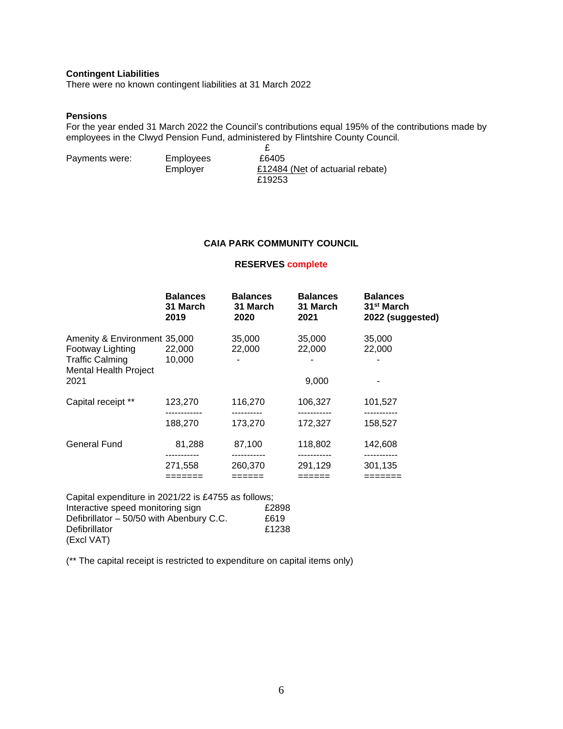**Contingent Liabilities**

There were no known contingent liabilities at 31 March 2022

**Pensions**

For the year ended 31 March 2022 the Council's contributions equal 195% of the contributions made by employees in the Clwyd Pension Fund, administered by Flintshire County Council.

| | | |
|---|---|---|
| | | £ |
| Payments were: | Employees | £6405 |
| | Employer | £12484 (Net of actuarial rebate) |
| | | £19253 |

**CAIA PARK COMMUNITY COUNCIL**

**RESERVES complete**

| | **Balances 31 March 2019** | **Balances 31 March 2020** | **Balances 31 March 2021** | **Balances 31st March 2022 (suggested)** |
|---|---|---|---|---|
| Amenity & Environment | 35,000 | 35,000 | 35,000 | 35,000 |
| Footway Lighting | 22,000 | 22,000 | 22,000 | 22,000 |
| Traffic Calming | 10,000 | - | - | - |
| Mental Health Project 2021 | | | 9,000 | - |
| Capital receipt ** | 123,270 | 116,270 | 106,327 | 101,527 |
| | 188,270 | 173,270 | 172,327 | 158,527 |
| General Fund | 81,288 | 87,100 | 118,802 | 142,608 |
| | 271,558 | 260,370 | 291,129 | 301,135 |

Capital expenditure in 2021/22 is £4755 as follows;

| | |
|---|---|
| Interactive speed monitoring sign | £2898 |
| Defibrillator – 50/50 with Abenbury C.C. | £619 |
| Defibrillator | £1238 |
| (Excl VAT) | |

(** The capital receipt is restricted to expenditure on capital items only)